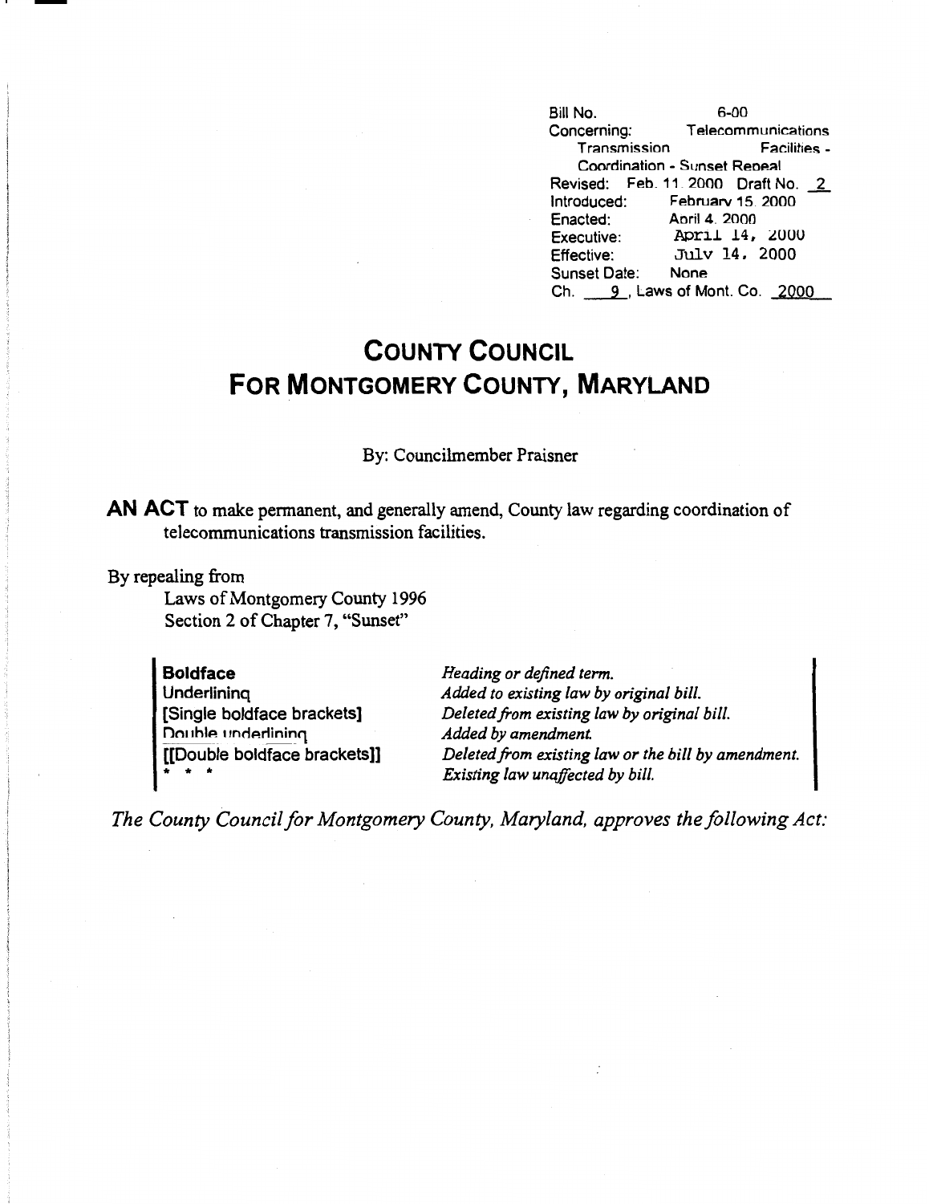Bill No. 6-00
Concerning: Telecommunications Transmission Facilities - Coordination - Sunset Repeal
Revised: Feb. 11, 2000 Draft No. 2
Introduced: February 15, 2000
Enacted: April 4, 2000
Executive: April 14, 2000
Effective: July 14, 2000
Sunset Date: None
Ch. 9, Laws of Mont. Co. 2000

# COUNTY COUNCIL FOR MONTGOMERY COUNTY, MARYLAND

By: Councilmember Praisner

**AN ACT** to make permanent, and generally amend, County law regarding coordination of telecommunications transmission facilities.

By repealing from
Laws of Montgomery County 1996
Section 2 of Chapter 7, "Sunset"

| | |
|---|---|
| **Boldface** | *Heading or defined term.* |
| Underlining | *Added to existing law by original bill.* |
| [Single boldface brackets] | *Deleted from existing law by original bill.* |
| Double underlining | *Added by amendment.* |
| [[Double boldface brackets]] | *Deleted from existing law or the bill by amendment.* |
| * * * | *Existing law unaffected by bill.* |

*The County Council for Montgomery County, Maryland, approves the following Act:*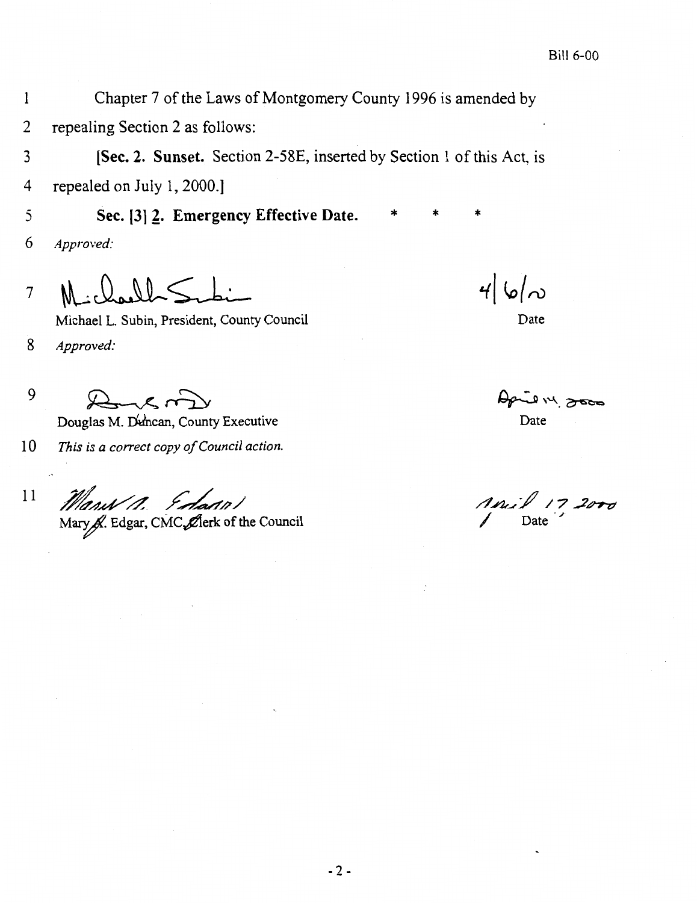Bill 6-00

1 Chapter 7 of the Laws of Montgomery County 1996 is amended by
2 repealing Section 2 as follows:

3 **[Sec. 2. Sunset.** Section 2-58E, inserted by Section 1 of this Act, is
4 repealed on July 1, 2000.]

5 **Sec. [3] 2. Emergency Effective Date.** * * *

6 *Approved:*

7 Michael L. Subin, President, County Council — Date: 4/6/00

8 *Approved:*

9 Douglas M. Duncan, County Executive — Date: April 14, 2000

10 *This is a correct copy of Council action.*

11 Mary A. Edgar, CMC, Clerk of the Council — Date: April 17, 2000